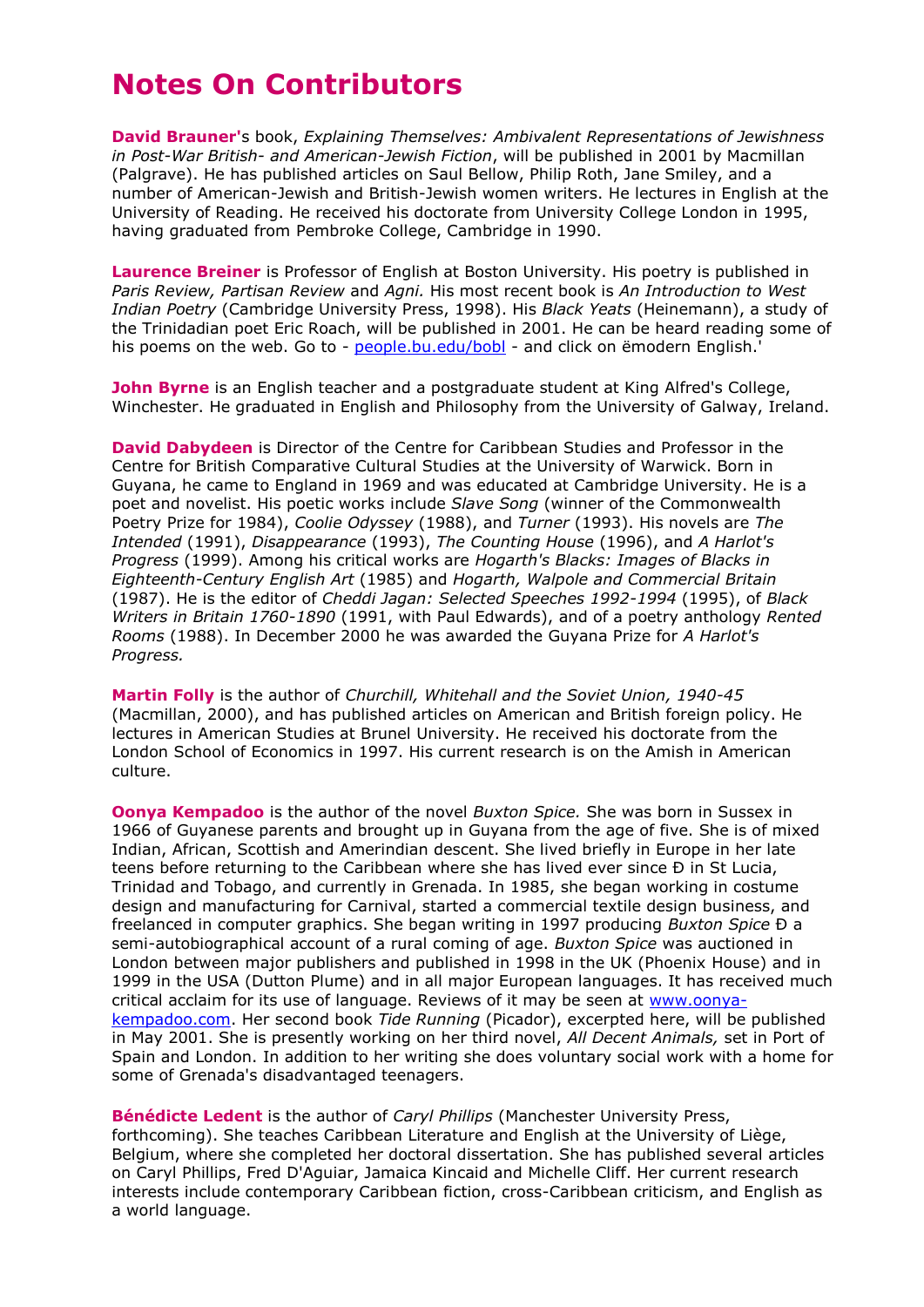# Notes On Contributors

**David Brauner**'s book, *Explaining Themselves: Ambivalent Representations of Jewishness in Post-War British- and American-Jewish Fiction*, will be published in 2001 by Macmillan (Palgrave). He has published articles on Saul Bellow, Philip Roth, Jane Smiley, and a number of American-Jewish and British-Jewish women writers. He lectures in English at the University of Reading. He received his doctorate from University College London in 1995, having graduated from Pembroke College, Cambridge in 1990.

**Laurence Breiner** is Professor of English at Boston University. His poetry is published in *Paris Review, Partisan Review* and *Agni.* His most recent book is *An Introduction to West Indian Poetry* (Cambridge University Press, 1998). His *Black Yeats* (Heinemann), a study of the Trinidadian poet Eric Roach, will be published in 2001. He can be heard reading some of his poems on the web. Go to - [people.bu.edu/bobl](people.bu.edu/bobl) - and click on ëmodern English.'

**John Byrne** is an English teacher and a postgraduate student at King Alfred's College, Winchester. He graduated in English and Philosophy from the University of Galway, Ireland.

**David Dabydeen** is Director of the Centre for Caribbean Studies and Professor in the Centre for British Comparative Cultural Studies at the University of Warwick. Born in Guyana, he came to England in 1969 and was educated at Cambridge University. He is a poet and novelist. His poetic works include *Slave Song* (winner of the Commonwealth Poetry Prize for 1984), *Coolie Odyssey* (1988), and *Turner* (1993). His novels are *The Intended* (1991), *Disappearance* (1993), *The Counting House* (1996), and *A Harlot's Progress* (1999). Among his critical works are *Hogarth's Blacks: Images of Blacks in Eighteenth-Century English Art* (1985) and *Hogarth, Walpole and Commercial Britain* (1987). He is the editor of *Cheddi Jagan: Selected Speeches 1992-1994* (1995), of *Black Writers in Britain 1760-1890* (1991, with Paul Edwards), and of a poetry anthology *Rented Rooms* (1988). In December 2000 he was awarded the Guyana Prize for *A Harlot's Progress.*

**Martin Folly** is the author of *Churchill, Whitehall and the Soviet Union, 1940-45* (Macmillan, 2000), and has published articles on American and British foreign policy. He lectures in American Studies at Brunel University. He received his doctorate from the London School of Economics in 1997. His current research is on the Amish in American culture.

**Oonya Kempadoo** is the author of the novel *Buxton Spice.* She was born in Sussex in 1966 of Guyanese parents and brought up in Guyana from the age of five. She is of mixed Indian, African, Scottish and Amerindian descent. She lived briefly in Europe in her late teens before returning to the Caribbean where she has lived ever since Ð in St Lucia, Trinidad and Tobago, and currently in Grenada. In 1985, she began working in costume design and manufacturing for Carnival, started a commercial textile design business, and freelanced in computer graphics. She began writing in 1997 producing *Buxton Spice* Ð a semi-autobiographical account of a rural coming of age. *Buxton Spice* was auctioned in London between major publishers and published in 1998 in the UK (Phoenix House) and in 1999 in the USA (Dutton Plume) and in all major European languages. It has received much critical acclaim for its use of language. Reviews of it may be seen at [www.oonya-kempadoo.com](www.oonya-kempadoo.com). Her second book *Tide Running* (Picador), excerpted here, will be published in May 2001. She is presently working on her third novel, *All Decent Animals,* set in Port of Spain and London. In addition to her writing she does voluntary social work with a home for some of Grenada's disadvantaged teenagers.

**Bénédicte Ledent** is the author of *Caryl Phillips* (Manchester University Press, forthcoming). She teaches Caribbean Literature and English at the University of Liège, Belgium, where she completed her doctoral dissertation. She has published several articles on Caryl Phillips, Fred D'Aguiar, Jamaica Kincaid and Michelle Cliff. Her current research interests include contemporary Caribbean fiction, cross-Caribbean criticism, and English as a world language.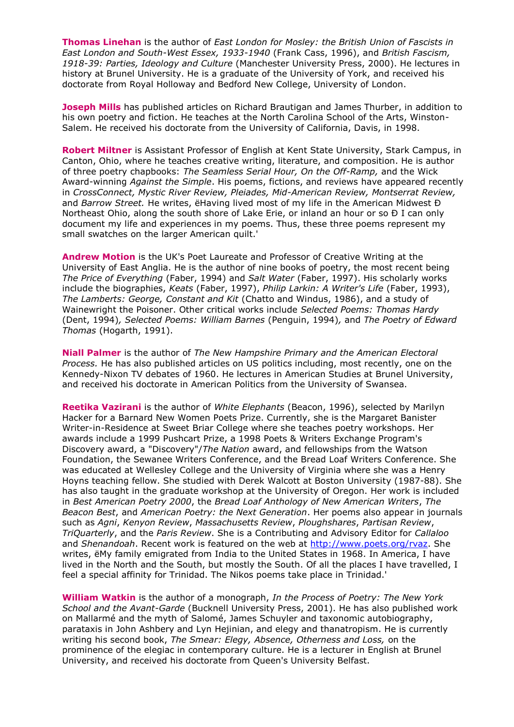**Thomas Linehan** is the author of *East London for Mosley: the British Union of Fascists in East London and South-West Essex, 1933-1940* (Frank Cass, 1996), and *British Fascism, 1918-39: Parties, Ideology and Culture* (Manchester University Press, 2000). He lectures in history at Brunel University. He is a graduate of the University of York, and received his doctorate from Royal Holloway and Bedford New College, University of London.

**Joseph Mills** has published articles on Richard Brautigan and James Thurber, in addition to his own poetry and fiction. He teaches at the North Carolina School of the Arts, Winston-Salem. He received his doctorate from the University of California, Davis, in 1998.

**Robert Miltner** is Assistant Professor of English at Kent State University, Stark Campus, in Canton, Ohio, where he teaches creative writing, literature, and composition. He is author of three poetry chapbooks: *The Seamless Serial Hour, On the Off-Ramp,* and the Wick Award-winning *Against the Simple*. His poems, fictions, and reviews have appeared recently in *CrossConnect, Mystic River Review, Pleiades, Mid-American Review, Montserrat Review,* and *Barrow Street.* He writes, ëHaving lived most of my life in the American Midwest Ð Northeast Ohio, along the south shore of Lake Erie, or inland an hour or so Ð I can only document my life and experiences in my poems. Thus, these three poems represent my small swatches on the larger American quilt.'

**Andrew Motion** is the UK's Poet Laureate and Professor of Creative Writing at the University of East Anglia. He is the author of nine books of poetry, the most recent being *The Price of Everything* (Faber, 1994) and *Salt Water* (Faber, 1997). His scholarly works include the biographies, *Keats* (Faber, 1997), *Philip Larkin: A Writer's Life* (Faber, 1993), *The Lamberts: George, Constant and Kit* (Chatto and Windus, 1986), and a study of Wainewright the Poisoner. Other critical works include *Selected Poems: Thomas Hardy* (Dent, 1994)*, Selected Poems: William Barnes* (Penguin, 1994)*,* and *The Poetry of Edward Thomas* (Hogarth, 1991).

**Niall Palmer** is the author of *The New Hampshire Primary and the American Electoral Process.* He has also published articles on US politics including, most recently, one on the Kennedy-Nixon TV debates of 1960. He lectures in American Studies at Brunel University, and received his doctorate in American Politics from the University of Swansea.

**Reetika Vazirani** is the author of *White Elephants* (Beacon, 1996), selected by Marilyn Hacker for a Barnard New Women Poets Prize. Currently, she is the Margaret Banister Writer-in-Residence at Sweet Briar College where she teaches poetry workshops. Her awards include a 1999 Pushcart Prize, a 1998 Poets & Writers Exchange Program's Discovery award, a "Discovery"/*The Nation* award, and fellowships from the Watson Foundation, the Sewanee Writers Conference, and the Bread Loaf Writers Conference. She was educated at Wellesley College and the University of Virginia where she was a Henry Hoyns teaching fellow. She studied with Derek Walcott at Boston University (1987-88). She has also taught in the graduate workshop at the University of Oregon. Her work is included in *Best American Poetry 2000*, the *Bread Loaf Anthology of New American Writers*, *The Beacon Best*, and *American Poetry: the Next Generation*. Her poems also appear in journals such as *Agni*, *Kenyon Review*, *Massachusetts Review*, *Ploughshares*, *Partisan Review*, *TriQuarterly*, and the *Paris Review*. She is a Contributing and Advisory Editor for *Callaloo* and *Shenandoah*. Recent work is featured on the web at http://www.poets.org/rvaz. She writes, ëMy family emigrated from India to the United States in 1968. In America, I have lived in the North and the South, but mostly the South. Of all the places I have travelled, I feel a special affinity for Trinidad. The Nikos poems take place in Trinidad.'

**William Watkin** is the author of a monograph, *In the Process of Poetry: The New York School and the Avant-Garde* (Bucknell University Press, 2001). He has also published work on Mallarmé and the myth of Salomé, James Schuyler and taxonomic autobiography, parataxis in John Ashbery and Lyn Hejinian, and elegy and thanatropism. He is currently writing his second book, *The Smear: Elegy, Absence, Otherness and Loss,* on the prominence of the elegiac in contemporary culture. He is a lecturer in English at Brunel University, and received his doctorate from Queen's University Belfast.